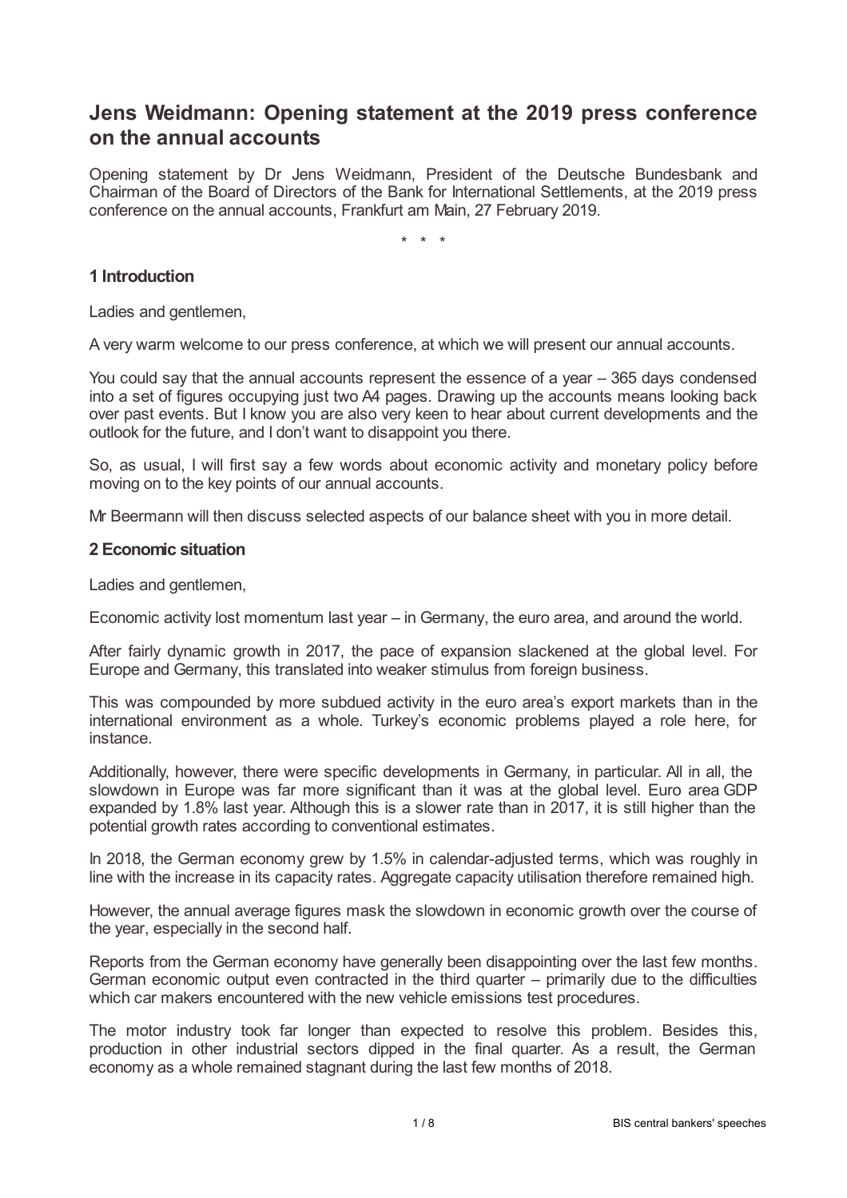# Jens Weidmann: Opening statement at the 2019 press conference on the annual accounts

Opening statement by Dr Jens Weidmann, President of the Deutsche Bundesbank and Chairman of the Board of Directors of the Bank for International Settlements, at the 2019 press conference on the annual accounts, Frankfurt am Main, 27 February 2019.

\* \* \*

## 1 Introduction

Ladies and gentlemen,

A very warm welcome to our press conference, at which we will present our annual accounts.

You could say that the annual accounts represent the essence of a year – 365 days condensed into a set of figures occupying just two A4 pages. Drawing up the accounts means looking back over past events. But I know you are also very keen to hear about current developments and the outlook for the future, and I don't want to disappoint you there.

So, as usual, I will first say a few words about economic activity and monetary policy before moving on to the key points of our annual accounts.

Mr Beermann will then discuss selected aspects of our balance sheet with you in more detail.

## 2 Economic situation

Ladies and gentlemen,

Economic activity lost momentum last year – in Germany, the euro area, and around the world.

After fairly dynamic growth in 2017, the pace of expansion slackened at the global level. For Europe and Germany, this translated into weaker stimulus from foreign business.

This was compounded by more subdued activity in the euro area's export markets than in the international environment as a whole. Turkey's economic problems played a role here, for instance.

Additionally, however, there were specific developments in Germany, in particular. All in all, the slowdown in Europe was far more significant than it was at the global level. Euro area GDP expanded by 1.8% last year. Although this is a slower rate than in 2017, it is still higher than the potential growth rates according to conventional estimates.

In 2018, the German economy grew by 1.5% in calendar-adjusted terms, which was roughly in line with the increase in its capacity rates. Aggregate capacity utilisation therefore remained high.

However, the annual average figures mask the slowdown in economic growth over the course of the year, especially in the second half.

Reports from the German economy have generally been disappointing over the last few months. German economic output even contracted in the third quarter – primarily due to the difficulties which car makers encountered with the new vehicle emissions test procedures.

The motor industry took far longer than expected to resolve this problem. Besides this, production in other industrial sectors dipped in the final quarter. As a result, the German economy as a whole remained stagnant during the last few months of 2018.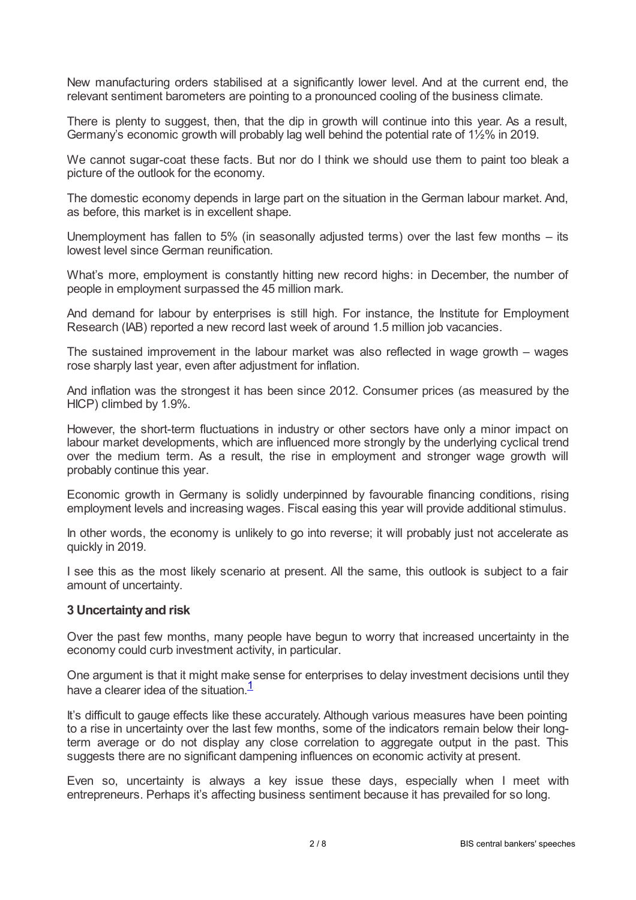New manufacturing orders stabilised at a significantly lower level. And at the current end, the relevant sentiment barometers are pointing to a pronounced cooling of the business climate.

There is plenty to suggest, then, that the dip in growth will continue into this year. As a result, Germany's economic growth will probably lag well behind the potential rate of 1½% in 2019.

We cannot sugar-coat these facts. But nor do I think we should use them to paint too bleak a picture of the outlook for the economy.

The domestic economy depends in large part on the situation in the German labour market. And, as before, this market is in excellent shape.

Unemployment has fallen to 5% (in seasonally adjusted terms) over the last few months – its lowest level since German reunification.

What's more, employment is constantly hitting new record highs: in December, the number of people in employment surpassed the 45 million mark.

And demand for labour by enterprises is still high. For instance, the Institute for Employment Research (IAB) reported a new record last week of around 1.5 million job vacancies.

The sustained improvement in the labour market was also reflected in wage growth – wages rose sharply last year, even after adjustment for inflation.

And inflation was the strongest it has been since 2012. Consumer prices (as measured by the HICP) climbed by 1.9%.

However, the short-term fluctuations in industry or other sectors have only a minor impact on labour market developments, which are influenced more strongly by the underlying cyclical trend over the medium term. As a result, the rise in employment and stronger wage growth will probably continue this year.

Economic growth in Germany is solidly underpinned by favourable financing conditions, rising employment levels and increasing wages. Fiscal easing this year will provide additional stimulus.

In other words, the economy is unlikely to go into reverse; it will probably just not accelerate as quickly in 2019.

I see this as the most likely scenario at present. All the same, this outlook is subject to a fair amount of uncertainty.

### 3 Uncertainty and risk

Over the past few months, many people have begun to worry that increased uncertainty in the economy could curb investment activity, in particular.

One argument is that it might make sense for enterprises to delay investment decisions until they have a clearer idea of the situation.[1]

It's difficult to gauge effects like these accurately. Although various measures have been pointing to a rise in uncertainty over the last few months, some of the indicators remain below their long-term average or do not display any close correlation to aggregate output in the past. This suggests there are no significant dampening influences on economic activity at present.

Even so, uncertainty is always a key issue these days, especially when I meet with entrepreneurs. Perhaps it's affecting business sentiment because it has prevailed for so long.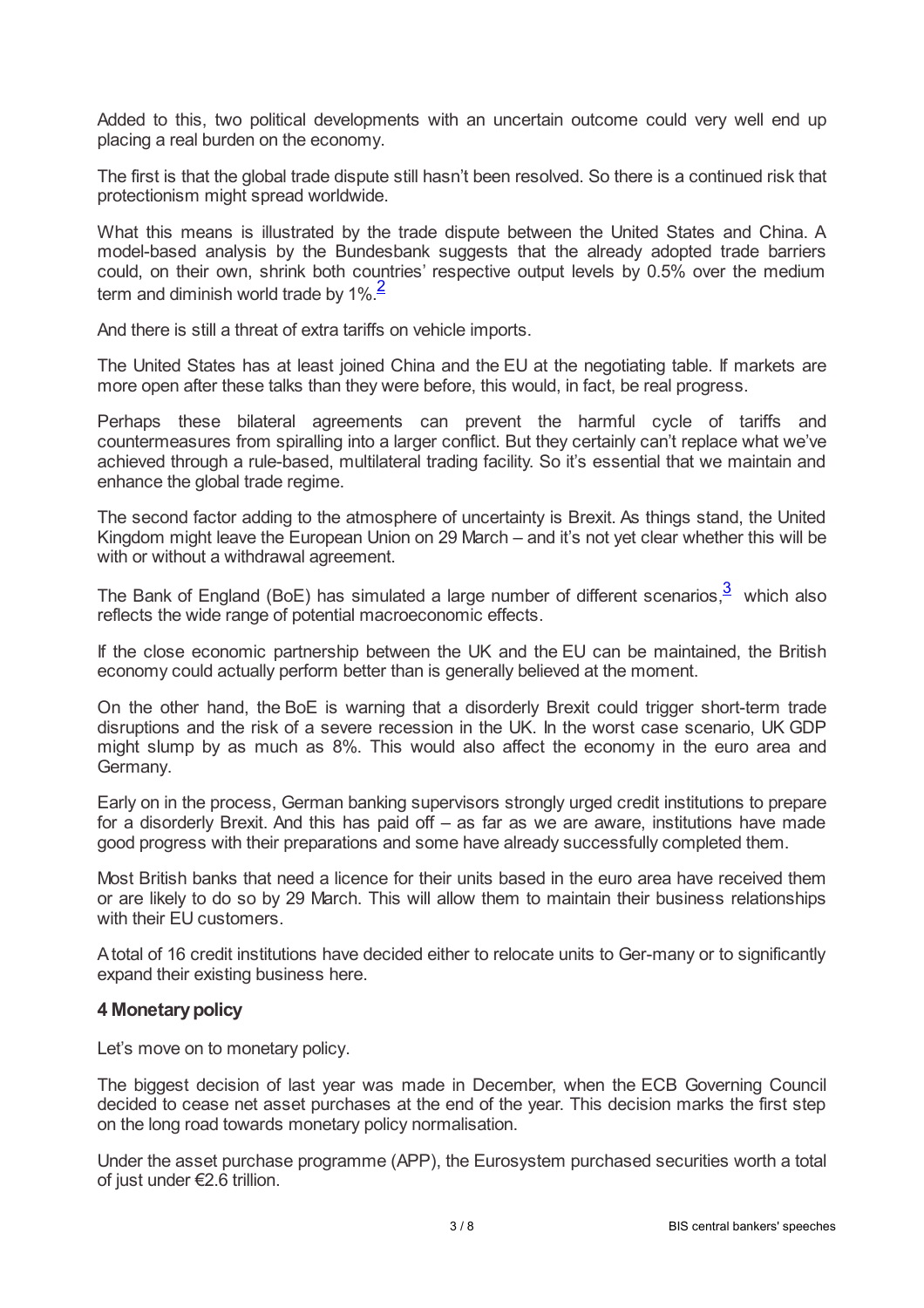Added to this, two political developments with an uncertain outcome could very well end up placing a real burden on the economy.

The first is that the global trade dispute still hasn't been resolved. So there is a continued risk that protectionism might spread worldwide.

What this means is illustrated by the trade dispute between the United States and China. A model-based analysis by the Bundesbank suggests that the already adopted trade barriers could, on their own, shrink both countries' respective output levels by 0.5% over the medium term and diminish world trade by 1%.[2]

And there is still a threat of extra tariffs on vehicle imports.

The United States has at least joined China and the EU at the negotiating table. If markets are more open after these talks than they were before, this would, in fact, be real progress.

Perhaps these bilateral agreements can prevent the harmful cycle of tariffs and countermeasures from spiralling into a larger conflict. But they certainly can't replace what we've achieved through a rule-based, multilateral trading facility. So it's essential that we maintain and enhance the global trade regime.

The second factor adding to the atmosphere of uncertainty is Brexit. As things stand, the United Kingdom might leave the European Union on 29 March – and it's not yet clear whether this will be with or without a withdrawal agreement.

The Bank of England (BoE) has simulated a large number of different scenarios,[3] which also reflects the wide range of potential macroeconomic effects.

If the close economic partnership between the UK and the EU can be maintained, the British economy could actually perform better than is generally believed at the moment.

On the other hand, the BoE is warning that a disorderly Brexit could trigger short-term trade disruptions and the risk of a severe recession in the UK. In the worst case scenario, UK GDP might slump by as much as 8%. This would also affect the economy in the euro area and Germany.

Early on in the process, German banking supervisors strongly urged credit institutions to prepare for a disorderly Brexit. And this has paid off – as far as we are aware, institutions have made good progress with their preparations and some have already successfully completed them.

Most British banks that need a licence for their units based in the euro area have received them or are likely to do so by 29 March. This will allow them to maintain their business relationships with their EU customers.

A total of 16 credit institutions have decided either to relocate units to Ger-many or to significantly expand their existing business here.

## 4 Monetary policy

Let's move on to monetary policy.

The biggest decision of last year was made in December, when the ECB Governing Council decided to cease net asset purchases at the end of the year. This decision marks the first step on the long road towards monetary policy normalisation.

Under the asset purchase programme (APP), the Eurosystem purchased securities worth a total of just under €2.6 trillion.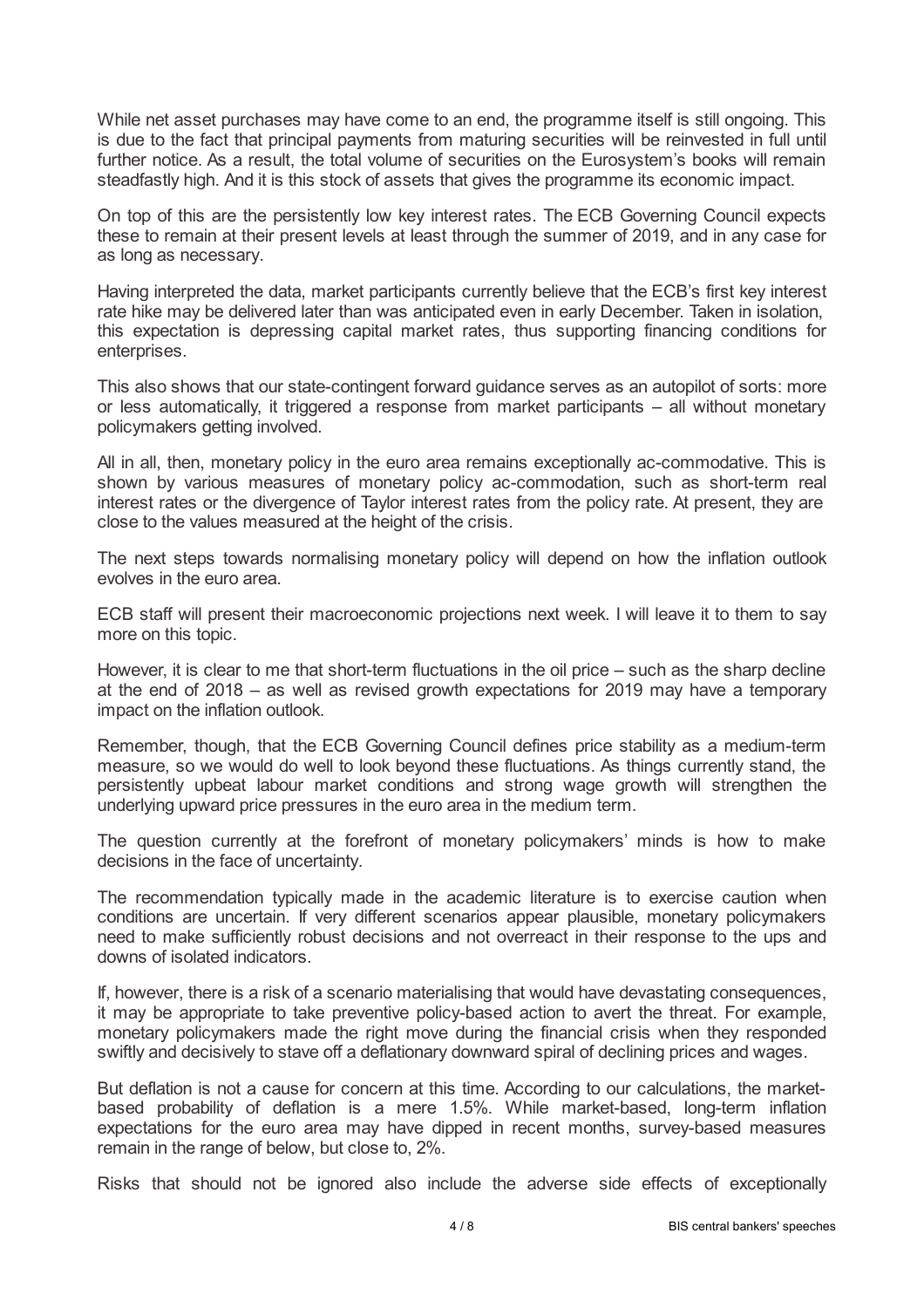While net asset purchases may have come to an end, the programme itself is still ongoing. This is due to the fact that principal payments from maturing securities will be reinvested in full until further notice. As a result, the total volume of securities on the Eurosystem's books will remain steadfastly high. And it is this stock of assets that gives the programme its economic impact.

On top of this are the persistently low key interest rates. The ECB Governing Council expects these to remain at their present levels at least through the summer of 2019, and in any case for as long as necessary.

Having interpreted the data, market participants currently believe that the ECB's first key interest rate hike may be delivered later than was anticipated even in early December. Taken in isolation, this expectation is depressing capital market rates, thus supporting financing conditions for enterprises.

This also shows that our state-contingent forward guidance serves as an autopilot of sorts: more or less automatically, it triggered a response from market participants – all without monetary policymakers getting involved.

All in all, then, monetary policy in the euro area remains exceptionally ac-commodative. This is shown by various measures of monetary policy ac-commodation, such as short-term real interest rates or the divergence of Taylor interest rates from the policy rate. At present, they are close to the values measured at the height of the crisis.

The next steps towards normalising monetary policy will depend on how the inflation outlook evolves in the euro area.

ECB staff will present their macroeconomic projections next week. I will leave it to them to say more on this topic.

However, it is clear to me that short-term fluctuations in the oil price – such as the sharp decline at the end of 2018 – as well as revised growth expectations for 2019 may have a temporary impact on the inflation outlook.

Remember, though, that the ECB Governing Council defines price stability as a medium-term measure, so we would do well to look beyond these fluctuations. As things currently stand, the persistently upbeat labour market conditions and strong wage growth will strengthen the underlying upward price pressures in the euro area in the medium term.

The question currently at the forefront of monetary policymakers' minds is how to make decisions in the face of uncertainty.

The recommendation typically made in the academic literature is to exercise caution when conditions are uncertain. If very different scenarios appear plausible, monetary policymakers need to make sufficiently robust decisions and not overreact in their response to the ups and downs of isolated indicators.

If, however, there is a risk of a scenario materialising that would have devastating consequences, it may be appropriate to take preventive policy-based action to avert the threat. For example, monetary policymakers made the right move during the financial crisis when they responded swiftly and decisively to stave off a deflationary downward spiral of declining prices and wages.

But deflation is not a cause for concern at this time. According to our calculations, the market-based probability of deflation is a mere 1.5%. While market-based, long-term inflation expectations for the euro area may have dipped in recent months, survey-based measures remain in the range of below, but close to, 2%.

Risks that should not be ignored also include the adverse side effects of exceptionally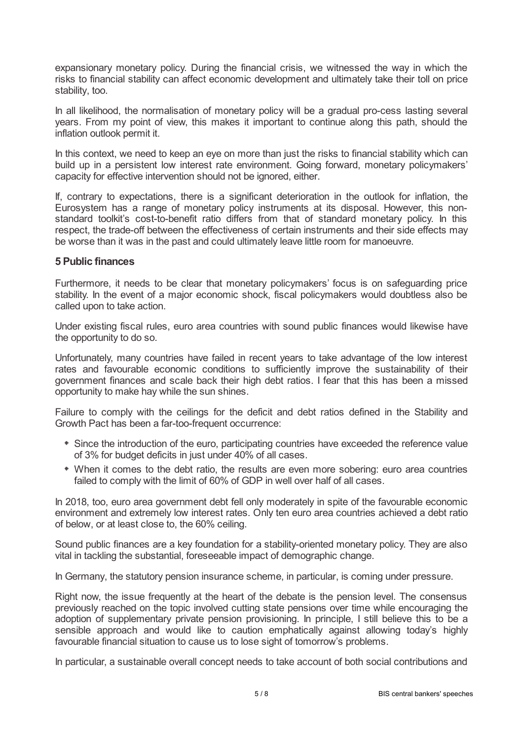expansionary monetary policy. During the financial crisis, we witnessed the way in which the risks to financial stability can affect economic development and ultimately take their toll on price stability, too.

In all likelihood, the normalisation of monetary policy will be a gradual pro-cess lasting several years. From my point of view, this makes it important to continue along this path, should the inflation outlook permit it.

In this context, we need to keep an eye on more than just the risks to financial stability which can build up in a persistent low interest rate environment. Going forward, monetary policymakers' capacity for effective intervention should not be ignored, either.

If, contrary to expectations, there is a significant deterioration in the outlook for inflation, the Eurosystem has a range of monetary policy instruments at its disposal. However, this non-standard toolkit's cost-to-benefit ratio differs from that of standard monetary policy. In this respect, the trade-off between the effectiveness of certain instruments and their side effects may be worse than it was in the past and could ultimately leave little room for manoeuvre.

### 5 Public finances

Furthermore, it needs to be clear that monetary policymakers' focus is on safeguarding price stability. In the event of a major economic shock, fiscal policymakers would doubtless also be called upon to take action.

Under existing fiscal rules, euro area countries with sound public finances would likewise have the opportunity to do so.

Unfortunately, many countries have failed in recent years to take advantage of the low interest rates and favourable economic conditions to sufficiently improve the sustainability of their government finances and scale back their high debt ratios. I fear that this has been a missed opportunity to make hay while the sun shines.

Failure to comply with the ceilings for the deficit and debt ratios defined in the Stability and Growth Pact has been a far-too-frequent occurrence:

- Since the introduction of the euro, participating countries have exceeded the reference value of 3% for budget deficits in just under 40% of all cases.
- When it comes to the debt ratio, the results are even more sobering: euro area countries failed to comply with the limit of 60% of GDP in well over half of all cases.

In 2018, too, euro area government debt fell only moderately in spite of the favourable economic environment and extremely low interest rates. Only ten euro area countries achieved a debt ratio of below, or at least close to, the 60% ceiling.

Sound public finances are a key foundation for a stability-oriented monetary policy. They are also vital in tackling the substantial, foreseeable impact of demographic change.

In Germany, the statutory pension insurance scheme, in particular, is coming under pressure.

Right now, the issue frequently at the heart of the debate is the pension level. The consensus previously reached on the topic involved cutting state pensions over time while encouraging the adoption of supplementary private pension provisioning. In principle, I still believe this to be a sensible approach and would like to caution emphatically against allowing today's highly favourable financial situation to cause us to lose sight of tomorrow's problems.

In particular, a sustainable overall concept needs to take account of both social contributions and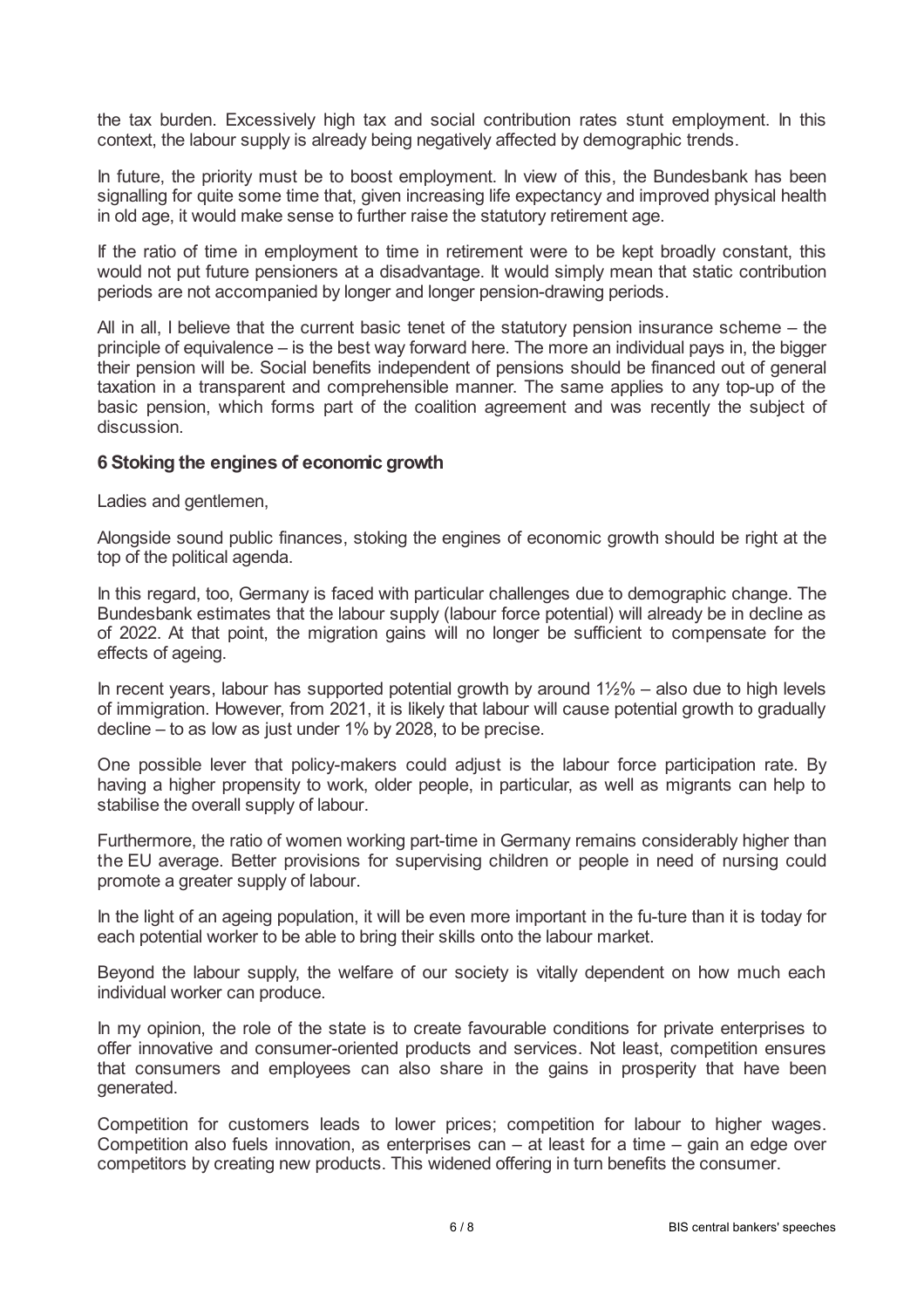the tax burden. Excessively high tax and social contribution rates stunt employment. In this context, the labour supply is already being negatively affected by demographic trends.

In future, the priority must be to boost employment. In view of this, the Bundesbank has been signalling for quite some time that, given increasing life expectancy and improved physical health in old age, it would make sense to further raise the statutory retirement age.

If the ratio of time in employment to time in retirement were to be kept broadly constant, this would not put future pensioners at a disadvantage. It would simply mean that static contribution periods are not accompanied by longer and longer pension-drawing periods.

All in all, I believe that the current basic tenet of the statutory pension insurance scheme – the principle of equivalence – is the best way forward here. The more an individual pays in, the bigger their pension will be. Social benefits independent of pensions should be financed out of general taxation in a transparent and comprehensible manner. The same applies to any top-up of the basic pension, which forms part of the coalition agreement and was recently the subject of discussion.

### 6 Stoking the engines of economic growth

Ladies and gentlemen,

Alongside sound public finances, stoking the engines of economic growth should be right at the top of the political agenda.

In this regard, too, Germany is faced with particular challenges due to demographic change. The Bundesbank estimates that the labour supply (labour force potential) will already be in decline as of 2022. At that point, the migration gains will no longer be sufficient to compensate for the effects of ageing.

In recent years, labour has supported potential growth by around 1½% – also due to high levels of immigration. However, from 2021, it is likely that labour will cause potential growth to gradually decline – to as low as just under 1% by 2028, to be precise.

One possible lever that policy-makers could adjust is the labour force participation rate. By having a higher propensity to work, older people, in particular, as well as migrants can help to stabilise the overall supply of labour.

Furthermore, the ratio of women working part-time in Germany remains considerably higher than the EU average. Better provisions for supervising children or people in need of nursing could promote a greater supply of labour.

In the light of an ageing population, it will be even more important in the fu-ture than it is today for each potential worker to be able to bring their skills onto the labour market.

Beyond the labour supply, the welfare of our society is vitally dependent on how much each individual worker can produce.

In my opinion, the role of the state is to create favourable conditions for private enterprises to offer innovative and consumer-oriented products and services. Not least, competition ensures that consumers and employees can also share in the gains in prosperity that have been generated.

Competition for customers leads to lower prices; competition for labour to higher wages. Competition also fuels innovation, as enterprises can – at least for a time – gain an edge over competitors by creating new products. This widened offering in turn benefits the consumer.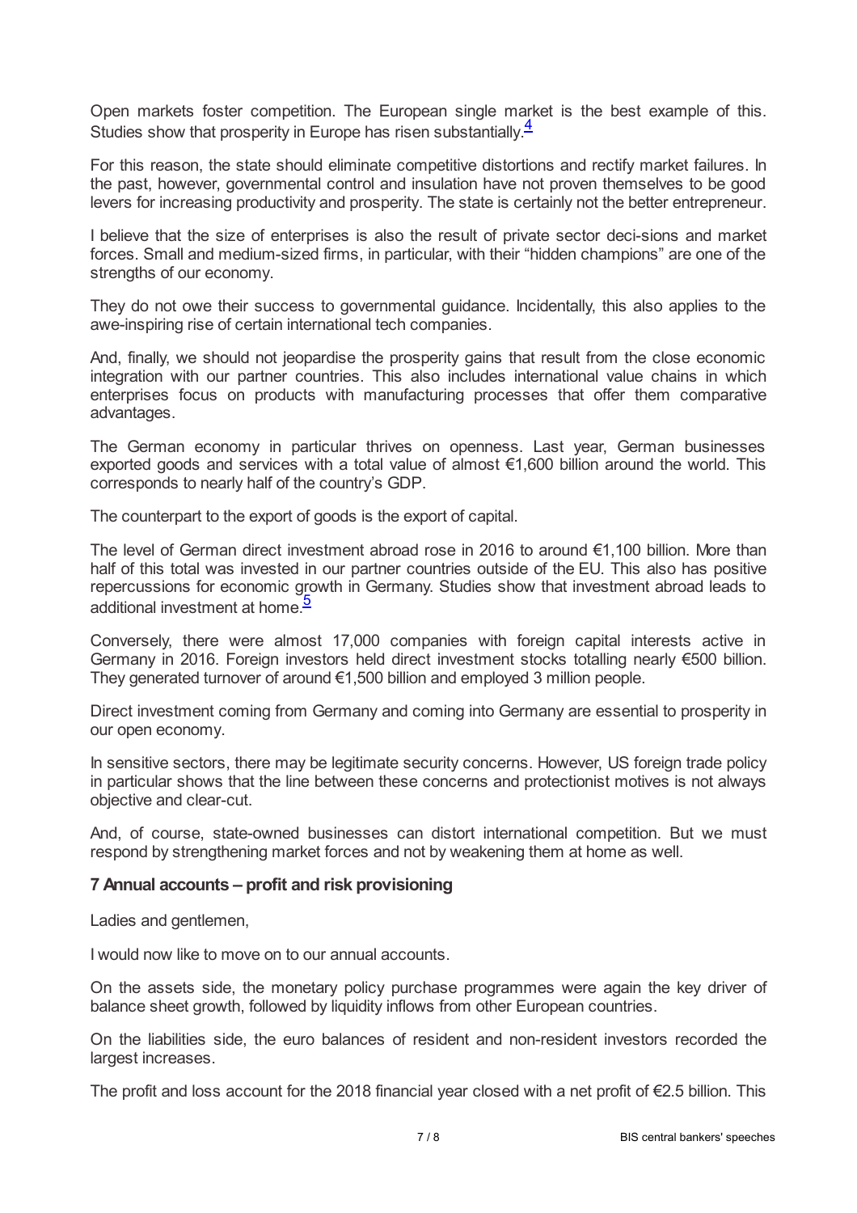Open markets foster competition. The European single market is the best example of this. Studies show that prosperity in Europe has risen substantially.[4]

For this reason, the state should eliminate competitive distortions and rectify market failures. In the past, however, governmental control and insulation have not proven themselves to be good levers for increasing productivity and prosperity. The state is certainly not the better entrepreneur.

I believe that the size of enterprises is also the result of private sector deci-sions and market forces. Small and medium-sized firms, in particular, with their "hidden champions" are one of the strengths of our economy.

They do not owe their success to governmental guidance. Incidentally, this also applies to the awe-inspiring rise of certain international tech companies.

And, finally, we should not jeopardise the prosperity gains that result from the close economic integration with our partner countries. This also includes international value chains in which enterprises focus on products with manufacturing processes that offer them comparative advantages.

The German economy in particular thrives on openness. Last year, German businesses exported goods and services with a total value of almost €1,600 billion around the world. This corresponds to nearly half of the country's GDP.

The counterpart to the export of goods is the export of capital.

The level of German direct investment abroad rose in 2016 to around €1,100 billion. More than half of this total was invested in our partner countries outside of the EU. This also has positive repercussions for economic growth in Germany. Studies show that investment abroad leads to additional investment at home.[5]

Conversely, there were almost 17,000 companies with foreign capital interests active in Germany in 2016. Foreign investors held direct investment stocks totalling nearly €500 billion. They generated turnover of around €1,500 billion and employed 3 million people.

Direct investment coming from Germany and coming into Germany are essential to prosperity in our open economy.

In sensitive sectors, there may be legitimate security concerns. However, US foreign trade policy in particular shows that the line between these concerns and protectionist motives is not always objective and clear-cut.

And, of course, state-owned businesses can distort international competition. But we must respond by strengthening market forces and not by weakening them at home as well.

### 7 Annual accounts – profit and risk provisioning

Ladies and gentlemen,

I would now like to move on to our annual accounts.

On the assets side, the monetary policy purchase programmes were again the key driver of balance sheet growth, followed by liquidity inflows from other European countries.

On the liabilities side, the euro balances of resident and non-resident investors recorded the largest increases.

The profit and loss account for the 2018 financial year closed with a net profit of €2.5 billion. This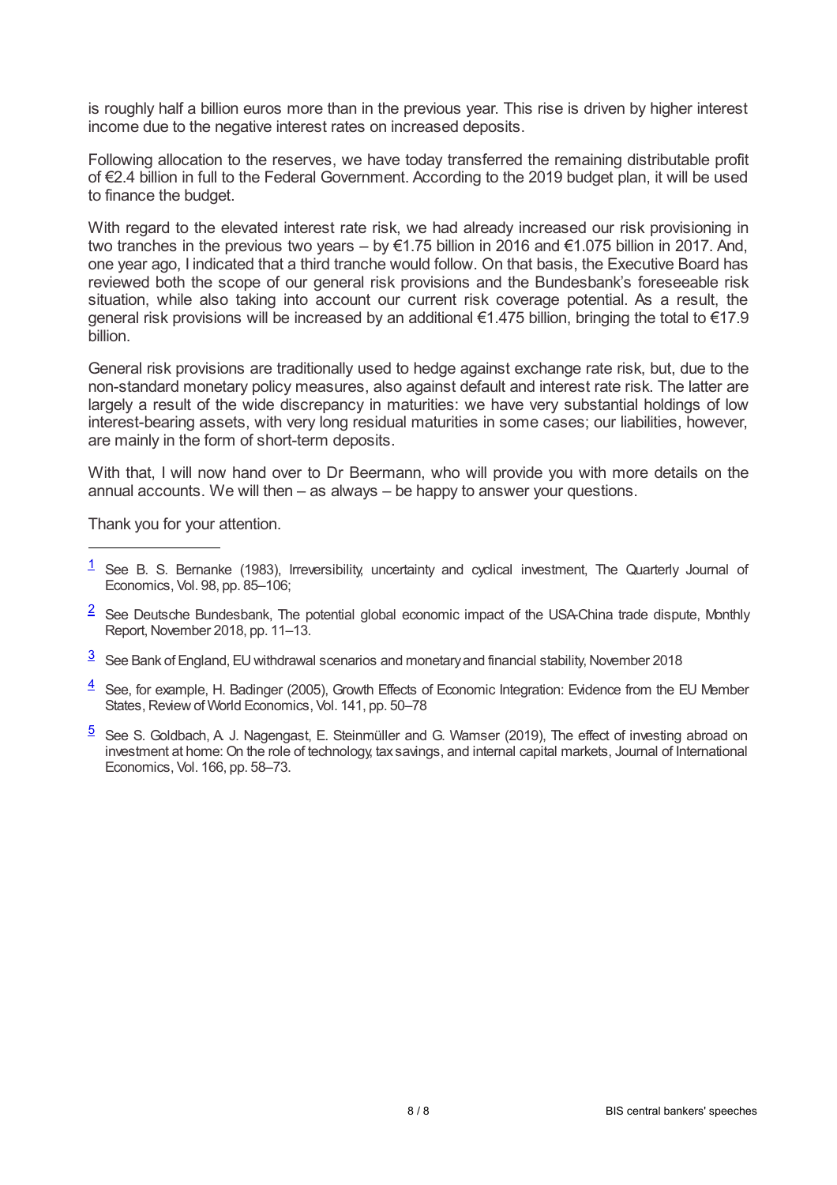is roughly half a billion euros more than in the previous year. This rise is driven by higher interest income due to the negative interest rates on increased deposits.

Following allocation to the reserves, we have today transferred the remaining distributable profit of €2.4 billion in full to the Federal Government. According to the 2019 budget plan, it will be used to finance the budget.

With regard to the elevated interest rate risk, we had already increased our risk provisioning in two tranches in the previous two years – by €1.75 billion in 2016 and €1.075 billion in 2017. And, one year ago, I indicated that a third tranche would follow. On that basis, the Executive Board has reviewed both the scope of our general risk provisions and the Bundesbank's foreseeable risk situation, while also taking into account our current risk coverage potential. As a result, the general risk provisions will be increased by an additional €1.475 billion, bringing the total to €17.9 billion.

General risk provisions are traditionally used to hedge against exchange rate risk, but, due to the non-standard monetary policy measures, also against default and interest rate risk. The latter are largely a result of the wide discrepancy in maturities: we have very substantial holdings of low interest-bearing assets, with very long residual maturities in some cases; our liabilities, however, are mainly in the form of short-term deposits.

With that, I will now hand over to Dr Beermann, who will provide you with more details on the annual accounts. We will then – as always – be happy to answer your questions.

Thank you for your attention.

---

[1] See B. S. Bernanke (1983), Irreversibility, uncertainty and cyclical investment, The Quarterly Journal of Economics, Vol. 98, pp. 85–106;

[2] See Deutsche Bundesbank, The potential global economic impact of the USA-China trade dispute, Monthly Report, November 2018, pp. 11–13.

[3] See Bank of England, EU withdrawal scenarios and monetary and financial stability, November 2018

[4] See, for example, H. Badinger (2005), Growth Effects of Economic Integration: Evidence from the EU Member States, Review of World Economics, Vol. 141, pp. 50–78

[5] See S. Goldbach, A. J. Nagengast, E. Steinmüller and G. Wamser (2019), The effect of investing abroad on investment at home: On the role of technology, tax savings, and internal capital markets, Journal of International Economics, Vol. 166, pp. 58–73.